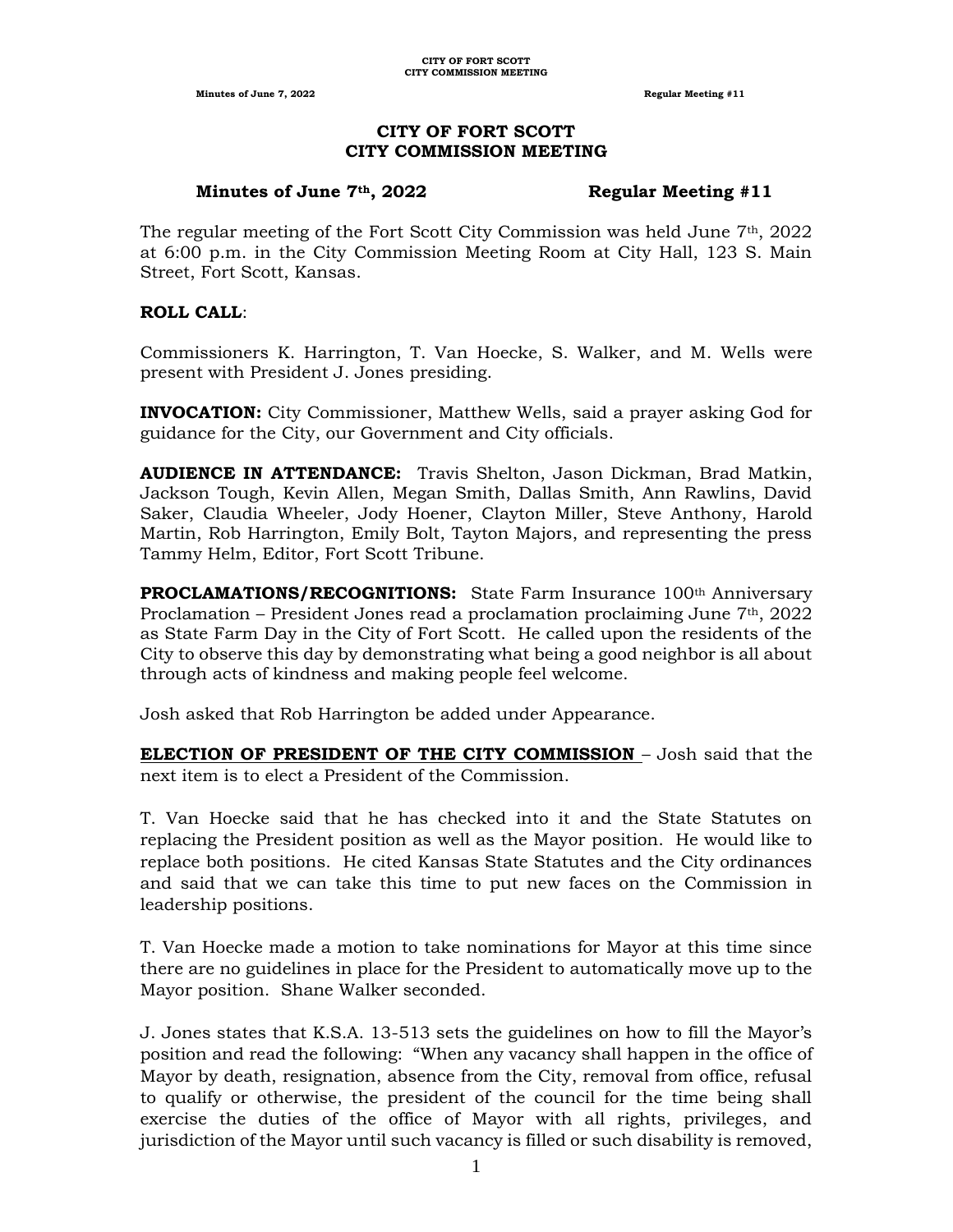# CITY OF FORT SCOTT
# CITY COMMISSION MEETING

**Minutes of June 7th, 2022 — Regular Meeting #11**

The regular meeting of the Fort Scott City Commission was held June 7th, 2022 at 6:00 p.m. in the City Commission Meeting Room at City Hall, 123 S. Main Street, Fort Scott, Kansas.

**ROLL CALL**:

Commissioners K. Harrington, T. Van Hoecke, S. Walker, and M. Wells were present with President J. Jones presiding.

**INVOCATION:** City Commissioner, Matthew Wells, said a prayer asking God for guidance for the City, our Government and City officials.

**AUDIENCE IN ATTENDANCE:** Travis Shelton, Jason Dickman, Brad Matkin, Jackson Tough, Kevin Allen, Megan Smith, Dallas Smith, Ann Rawlins, David Saker, Claudia Wheeler, Jody Hoener, Clayton Miller, Steve Anthony, Harold Martin, Rob Harrington, Emily Bolt, Tayton Majors, and representing the press Tammy Helm, Editor, Fort Scott Tribune.

**PROCLAMATIONS/RECOGNITIONS:** State Farm Insurance 100th Anniversary Proclamation – President Jones read a proclamation proclaiming June 7th, 2022 as State Farm Day in the City of Fort Scott. He called upon the residents of the City to observe this day by demonstrating what being a good neighbor is all about through acts of kindness and making people feel welcome.

Josh asked that Rob Harrington be added under Appearance.

**ELECTION OF PRESIDENT OF THE CITY COMMISSION** – Josh said that the next item is to elect a President of the Commission.

T. Van Hoecke said that he has checked into it and the State Statutes on replacing the President position as well as the Mayor position. He would like to replace both positions. He cited Kansas State Statutes and the City ordinances and said that we can take this time to put new faces on the Commission in leadership positions.

T. Van Hoecke made a motion to take nominations for Mayor at this time since there are no guidelines in place for the President to automatically move up to the Mayor position. Shane Walker seconded.

J. Jones states that K.S.A. 13-513 sets the guidelines on how to fill the Mayor's position and read the following: "When any vacancy shall happen in the office of Mayor by death, resignation, absence from the City, removal from office, refusal to qualify or otherwise, the president of the council for the time being shall exercise the duties of the office of Mayor with all rights, privileges, and jurisdiction of the Mayor until such vacancy is filled or such disability is removed,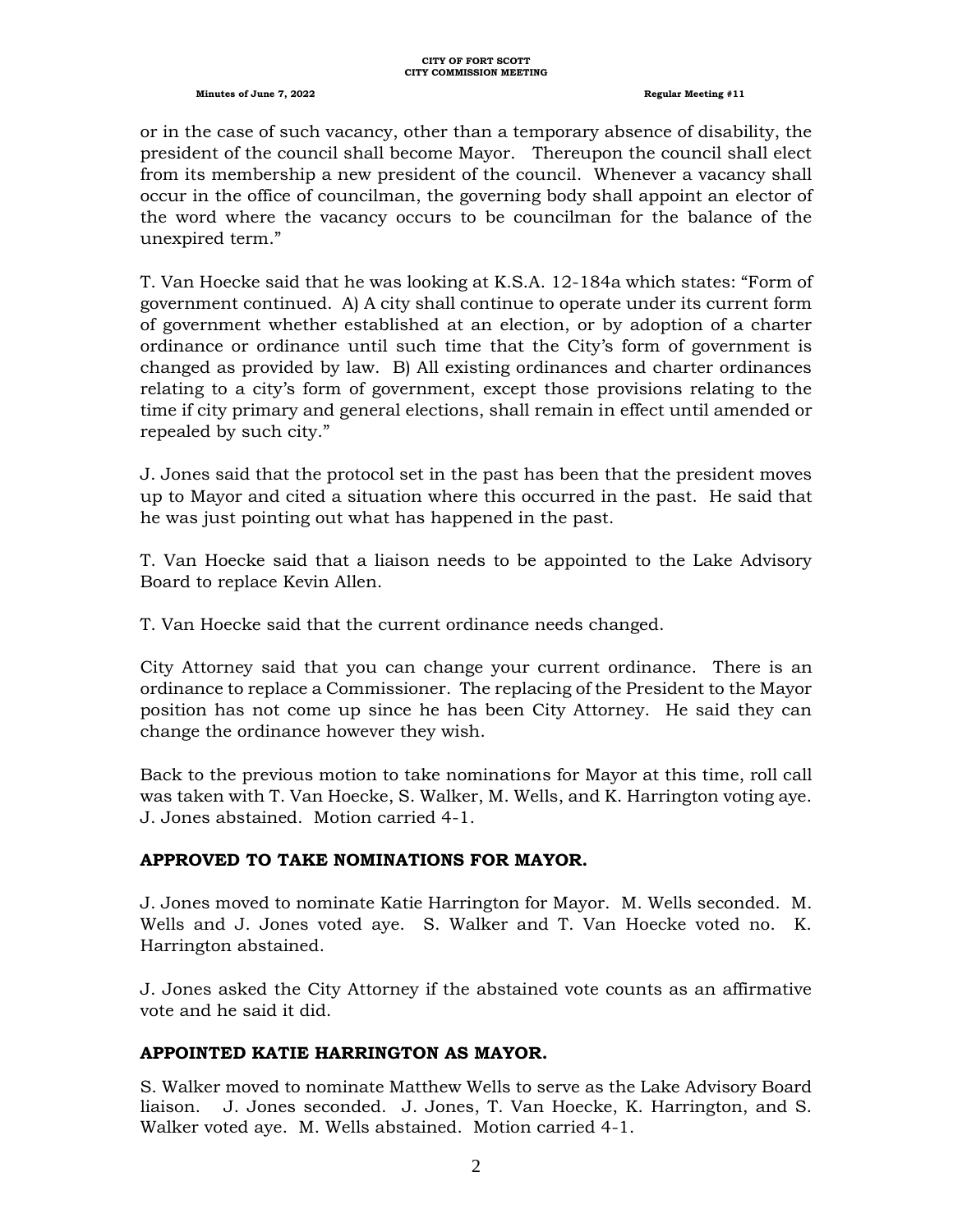or in the case of such vacancy, other than a temporary absence of disability, the president of the council shall become Mayor. Thereupon the council shall elect from its membership a new president of the council. Whenever a vacancy shall occur in the office of councilman, the governing body shall appoint an elector of the word where the vacancy occurs to be councilman for the balance of the unexpired term."

T. Van Hoecke said that he was looking at K.S.A. 12-184a which states: "Form of government continued. A) A city shall continue to operate under its current form of government whether established at an election, or by adoption of a charter ordinance or ordinance until such time that the City's form of government is changed as provided by law. B) All existing ordinances and charter ordinances relating to a city's form of government, except those provisions relating to the time if city primary and general elections, shall remain in effect until amended or repealed by such city."

J. Jones said that the protocol set in the past has been that the president moves up to Mayor and cited a situation where this occurred in the past. He said that he was just pointing out what has happened in the past.

T. Van Hoecke said that a liaison needs to be appointed to the Lake Advisory Board to replace Kevin Allen.

T. Van Hoecke said that the current ordinance needs changed.

City Attorney said that you can change your current ordinance. There is an ordinance to replace a Commissioner. The replacing of the President to the Mayor position has not come up since he has been City Attorney. He said they can change the ordinance however they wish.

Back to the previous motion to take nominations for Mayor at this time, roll call was taken with T. Van Hoecke, S. Walker, M. Wells, and K. Harrington voting aye. J. Jones abstained. Motion carried 4-1.

**APPROVED TO TAKE NOMINATIONS FOR MAYOR.**

J. Jones moved to nominate Katie Harrington for Mayor. M. Wells seconded. M. Wells and J. Jones voted aye. S. Walker and T. Van Hoecke voted no. K. Harrington abstained.

J. Jones asked the City Attorney if the abstained vote counts as an affirmative vote and he said it did.

**APPOINTED KATIE HARRINGTON AS MAYOR.**

S. Walker moved to nominate Matthew Wells to serve as the Lake Advisory Board liaison. J. Jones seconded. J. Jones, T. Van Hoecke, K. Harrington, and S. Walker voted aye. M. Wells abstained. Motion carried 4-1.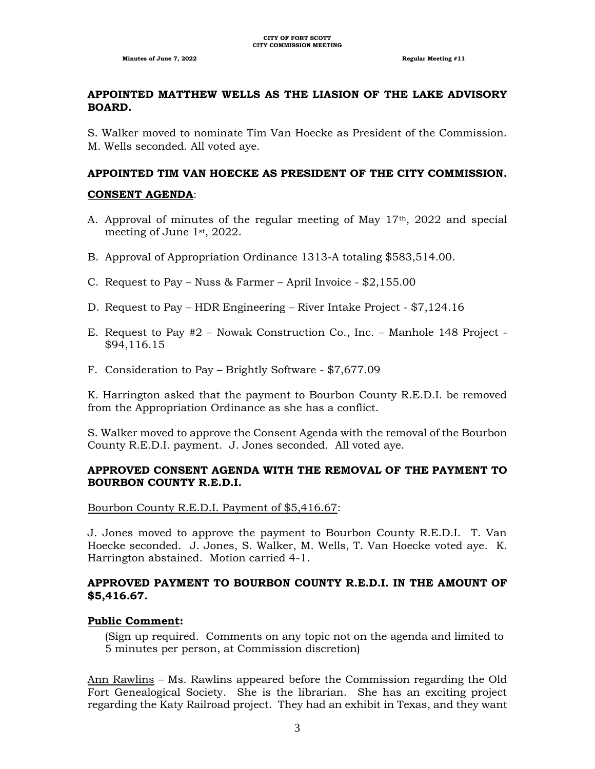**APPOINTED MATTHEW WELLS AS THE LIASION OF THE LAKE ADVISORY BOARD.**

S. Walker moved to nominate Tim Van Hoecke as President of the Commission. M. Wells seconded. All voted aye.

**APPOINTED TIM VAN HOECKE AS PRESIDENT OF THE CITY COMMISSION.**

**CONSENT AGENDA**:

A. Approval of minutes of the regular meeting of May 17th, 2022 and special meeting of June 1st, 2022.

B. Approval of Appropriation Ordinance 1313-A totaling $583,514.00.

C. Request to Pay – Nuss & Farmer – April Invoice - $2,155.00

D. Request to Pay – HDR Engineering – River Intake Project - $7,124.16

E. Request to Pay #2 – Nowak Construction Co., Inc. – Manhole 148 Project - $94,116.15

F. Consideration to Pay – Brightly Software - $7,677.09

K. Harrington asked that the payment to Bourbon County R.E.D.I. be removed from the Appropriation Ordinance as she has a conflict.

S. Walker moved to approve the Consent Agenda with the removal of the Bourbon County R.E.D.I. payment. J. Jones seconded. All voted aye.

**APPROVED CONSENT AGENDA WITH THE REMOVAL OF THE PAYMENT TO BOURBON COUNTY R.E.D.I.**

Bourbon County R.E.D.I. Payment of $5,416.67:

J. Jones moved to approve the payment to Bourbon County R.E.D.I. T. Van Hoecke seconded. J. Jones, S. Walker, M. Wells, T. Van Hoecke voted aye. K. Harrington abstained. Motion carried 4-1.

**APPROVED PAYMENT TO BOURBON COUNTY R.E.D.I. IN THE AMOUNT OF $5,416.67.**

**Public Comment:**

(Sign up required. Comments on any topic not on the agenda and limited to 5 minutes per person, at Commission discretion)

Ann Rawlins – Ms. Rawlins appeared before the Commission regarding the Old Fort Genealogical Society. She is the librarian. She has an exciting project regarding the Katy Railroad project. They had an exhibit in Texas, and they want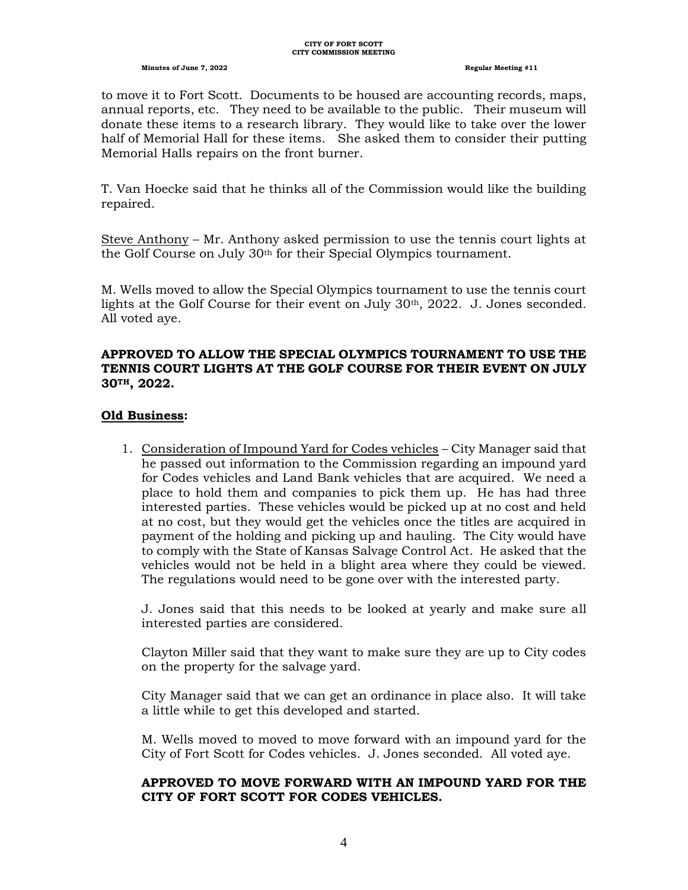to move it to Fort Scott. Documents to be housed are accounting records, maps, annual reports, etc. They need to be available to the public. Their museum will donate these items to a research library. They would like to take over the lower half of Memorial Hall for these items. She asked them to consider their putting Memorial Halls repairs on the front burner.

T. Van Hoecke said that he thinks all of the Commission would like the building repaired.

Steve Anthony – Mr. Anthony asked permission to use the tennis court lights at the Golf Course on July 30th for their Special Olympics tournament.

M. Wells moved to allow the Special Olympics tournament to use the tennis court lights at the Golf Course for their event on July 30th, 2022. J. Jones seconded. All voted aye.

**APPROVED TO ALLOW THE SPECIAL OLYMPICS TOURNAMENT TO USE THE TENNIS COURT LIGHTS AT THE GOLF COURSE FOR THEIR EVENT ON JULY 30TH, 2022.**

**Old Business:**

1. Consideration of Impound Yard for Codes vehicles – City Manager said that he passed out information to the Commission regarding an impound yard for Codes vehicles and Land Bank vehicles that are acquired. We need a place to hold them and companies to pick them up. He has had three interested parties. These vehicles would be picked up at no cost and held at no cost, but they would get the vehicles once the titles are acquired in payment of the holding and picking up and hauling. The City would have to comply with the State of Kansas Salvage Control Act. He asked that the vehicles would not be held in a blight area where they could be viewed. The regulations would need to be gone over with the interested party.

   J. Jones said that this needs to be looked at yearly and make sure all interested parties are considered.

   Clayton Miller said that they want to make sure they are up to City codes on the property for the salvage yard.

   City Manager said that we can get an ordinance in place also. It will take a little while to get this developed and started.

   M. Wells moved to moved to move forward with an impound yard for the City of Fort Scott for Codes vehicles. J. Jones seconded. All voted aye.

   **APPROVED TO MOVE FORWARD WITH AN IMPOUND YARD FOR THE CITY OF FORT SCOTT FOR CODES VEHICLES.**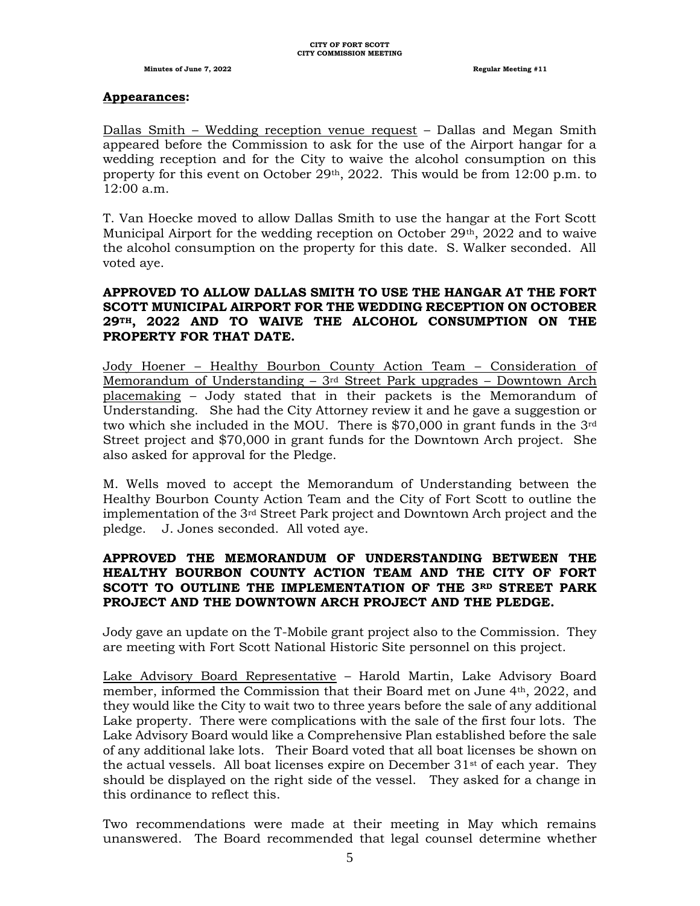## Appearances:

Dallas Smith – Wedding reception venue request – Dallas and Megan Smith appeared before the Commission to ask for the use of the Airport hangar for a wedding reception and for the City to waive the alcohol consumption on this property for this event on October 29th, 2022. This would be from 12:00 p.m. to 12:00 a.m.

T. Van Hoecke moved to allow Dallas Smith to use the hangar at the Fort Scott Municipal Airport for the wedding reception on October 29th, 2022 and to waive the alcohol consumption on the property for this date. S. Walker seconded. All voted aye.

**APPROVED TO ALLOW DALLAS SMITH TO USE THE HANGAR AT THE FORT SCOTT MUNICIPAL AIRPORT FOR THE WEDDING RECEPTION ON OCTOBER 29TH, 2022 AND TO WAIVE THE ALCOHOL CONSUMPTION ON THE PROPERTY FOR THAT DATE.**

Jody Hoener – Healthy Bourbon County Action Team – Consideration of Memorandum of Understanding – 3rd Street Park upgrades – Downtown Arch placemaking – Jody stated that in their packets is the Memorandum of Understanding. She had the City Attorney review it and he gave a suggestion or two which she included in the MOU. There is $70,000 in grant funds in the 3rd Street project and $70,000 in grant funds for the Downtown Arch project. She also asked for approval for the Pledge.

M. Wells moved to accept the Memorandum of Understanding between the Healthy Bourbon County Action Team and the City of Fort Scott to outline the implementation of the 3rd Street Park project and Downtown Arch project and the pledge. J. Jones seconded. All voted aye.

**APPROVED THE MEMORANDUM OF UNDERSTANDING BETWEEN THE HEALTHY BOURBON COUNTY ACTION TEAM AND THE CITY OF FORT SCOTT TO OUTLINE THE IMPLEMENTATION OF THE 3RD STREET PARK PROJECT AND THE DOWNTOWN ARCH PROJECT AND THE PLEDGE.**

Jody gave an update on the T-Mobile grant project also to the Commission. They are meeting with Fort Scott National Historic Site personnel on this project.

Lake Advisory Board Representative – Harold Martin, Lake Advisory Board member, informed the Commission that their Board met on June 4th, 2022, and they would like the City to wait two to three years before the sale of any additional Lake property. There were complications with the sale of the first four lots. The Lake Advisory Board would like a Comprehensive Plan established before the sale of any additional lake lots. Their Board voted that all boat licenses be shown on the actual vessels. All boat licenses expire on December 31st of each year. They should be displayed on the right side of the vessel. They asked for a change in this ordinance to reflect this.

Two recommendations were made at their meeting in May which remains unanswered. The Board recommended that legal counsel determine whether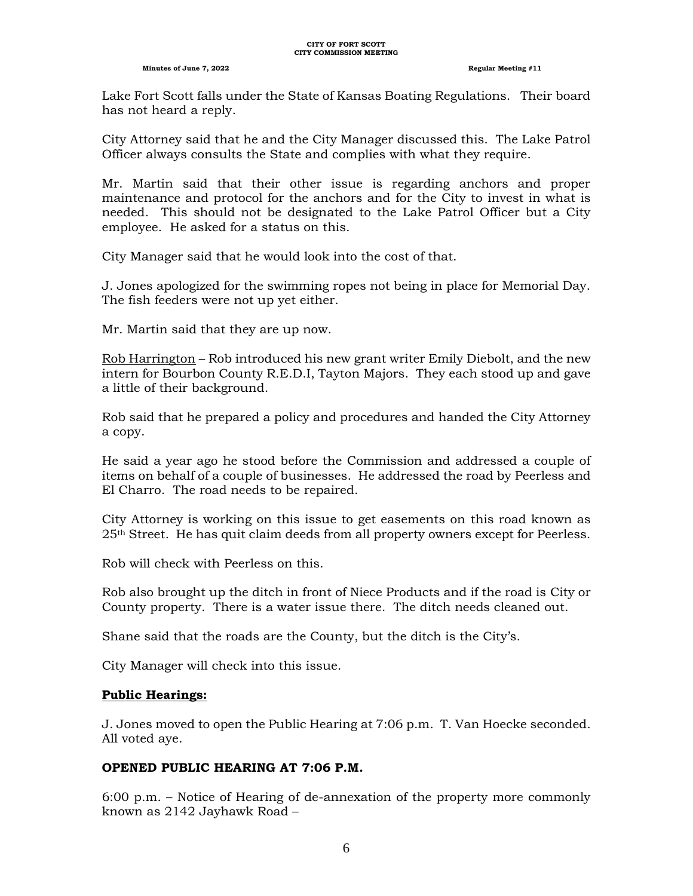Lake Fort Scott falls under the State of Kansas Boating Regulations. Their board has not heard a reply.

City Attorney said that he and the City Manager discussed this. The Lake Patrol Officer always consults the State and complies with what they require.

Mr. Martin said that their other issue is regarding anchors and proper maintenance and protocol for the anchors and for the City to invest in what is needed. This should not be designated to the Lake Patrol Officer but a City employee. He asked for a status on this.

City Manager said that he would look into the cost of that.

J. Jones apologized for the swimming ropes not being in place for Memorial Day. The fish feeders were not up yet either.

Mr. Martin said that they are up now.

Rob Harrington – Rob introduced his new grant writer Emily Diebolt, and the new intern for Bourbon County R.E.D.I, Tayton Majors. They each stood up and gave a little of their background.

Rob said that he prepared a policy and procedures and handed the City Attorney a copy.

He said a year ago he stood before the Commission and addressed a couple of items on behalf of a couple of businesses. He addressed the road by Peerless and El Charro. The road needs to be repaired.

City Attorney is working on this issue to get easements on this road known as 25th Street. He has quit claim deeds from all property owners except for Peerless.

Rob will check with Peerless on this.

Rob also brought up the ditch in front of Niece Products and if the road is City or County property. There is a water issue there. The ditch needs cleaned out.

Shane said that the roads are the County, but the ditch is the City's.

City Manager will check into this issue.

**Public Hearings:**

J. Jones moved to open the Public Hearing at 7:06 p.m. T. Van Hoecke seconded. All voted aye.

**OPENED PUBLIC HEARING AT 7:06 P.M.**

6:00 p.m. – Notice of Hearing of de-annexation of the property more commonly known as 2142 Jayhawk Road –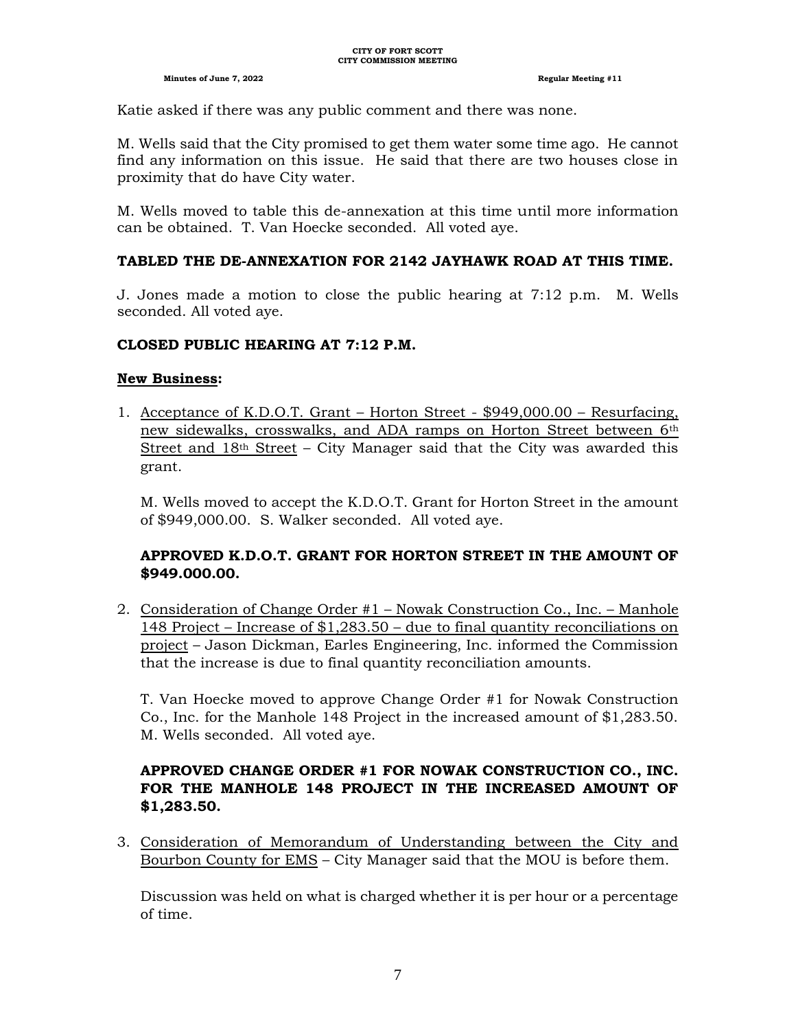Katie asked if there was any public comment and there was none.

M. Wells said that the City promised to get them water some time ago. He cannot find any information on this issue. He said that there are two houses close in proximity that do have City water.

M. Wells moved to table this de-annexation at this time until more information can be obtained. T. Van Hoecke seconded. All voted aye.

**TABLED THE DE-ANNEXATION FOR 2142 JAYHAWK ROAD AT THIS TIME.**

J. Jones made a motion to close the public hearing at 7:12 p.m. M. Wells seconded. All voted aye.

**CLOSED PUBLIC HEARING AT 7:12 P.M.**

**New Business:**

1. Acceptance of K.D.O.T. Grant – Horton Street - $949,000.00 – Resurfacing, new sidewalks, crosswalks, and ADA ramps on Horton Street between 6th Street and 18th Street – City Manager said that the City was awarded this grant.

   M. Wells moved to accept the K.D.O.T. Grant for Horton Street in the amount of $949,000.00. S. Walker seconded. All voted aye.

   **APPROVED K.D.O.T. GRANT FOR HORTON STREET IN THE AMOUNT OF $949.000.00.**

2. Consideration of Change Order #1 – Nowak Construction Co., Inc. – Manhole 148 Project – Increase of $1,283.50 – due to final quantity reconciliations on project – Jason Dickman, Earles Engineering, Inc. informed the Commission that the increase is due to final quantity reconciliation amounts.

   T. Van Hoecke moved to approve Change Order #1 for Nowak Construction Co., Inc. for the Manhole 148 Project in the increased amount of $1,283.50. M. Wells seconded. All voted aye.

   **APPROVED CHANGE ORDER #1 FOR NOWAK CONSTRUCTION CO., INC. FOR THE MANHOLE 148 PROJECT IN THE INCREASED AMOUNT OF $1,283.50.**

3. Consideration of Memorandum of Understanding between the City and Bourbon County for EMS – City Manager said that the MOU is before them.

   Discussion was held on what is charged whether it is per hour or a percentage of time.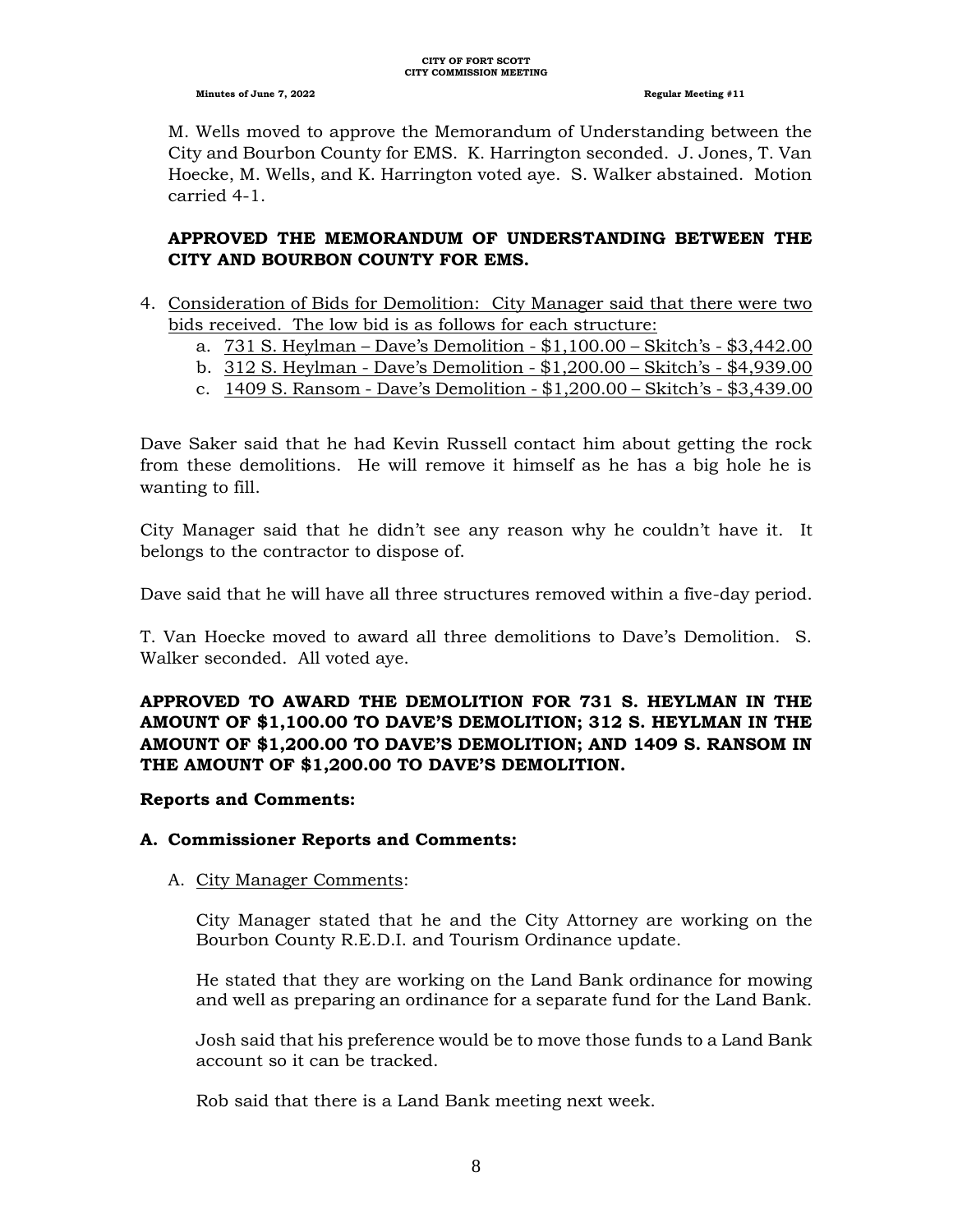M. Wells moved to approve the Memorandum of Understanding between the City and Bourbon County for EMS. K. Harrington seconded. J. Jones, T. Van Hoecke, M. Wells, and K. Harrington voted aye. S. Walker abstained. Motion carried 4-1.

**APPROVED THE MEMORANDUM OF UNDERSTANDING BETWEEN THE CITY AND BOURBON COUNTY FOR EMS.**

4. Consideration of Bids for Demolition: City Manager said that there were two bids received. The low bid is as follows for each structure:
   a. 731 S. Heylman – Dave's Demolition - $1,100.00 – Skitch's - $3,442.00
   b. 312 S. Heylman - Dave's Demolition - $1,200.00 – Skitch's - $4,939.00
   c. 1409 S. Ransom - Dave's Demolition - $1,200.00 – Skitch's - $3,439.00

Dave Saker said that he had Kevin Russell contact him about getting the rock from these demolitions. He will remove it himself as he has a big hole he is wanting to fill.

City Manager said that he didn't see any reason why he couldn't have it. It belongs to the contractor to dispose of.

Dave said that he will have all three structures removed within a five-day period.

T. Van Hoecke moved to award all three demolitions to Dave's Demolition. S. Walker seconded. All voted aye.

**APPROVED TO AWARD THE DEMOLITION FOR 731 S. HEYLMAN IN THE AMOUNT OF $1,100.00 TO DAVE'S DEMOLITION; 312 S. HEYLMAN IN THE AMOUNT OF $1,200.00 TO DAVE'S DEMOLITION; AND 1409 S. RANSOM IN THE AMOUNT OF $1,200.00 TO DAVE'S DEMOLITION.**

**Reports and Comments:**

**A. Commissioner Reports and Comments:**

A. City Manager Comments:

City Manager stated that he and the City Attorney are working on the Bourbon County R.E.D.I. and Tourism Ordinance update.

He stated that they are working on the Land Bank ordinance for mowing and well as preparing an ordinance for a separate fund for the Land Bank.

Josh said that his preference would be to move those funds to a Land Bank account so it can be tracked.

Rob said that there is a Land Bank meeting next week.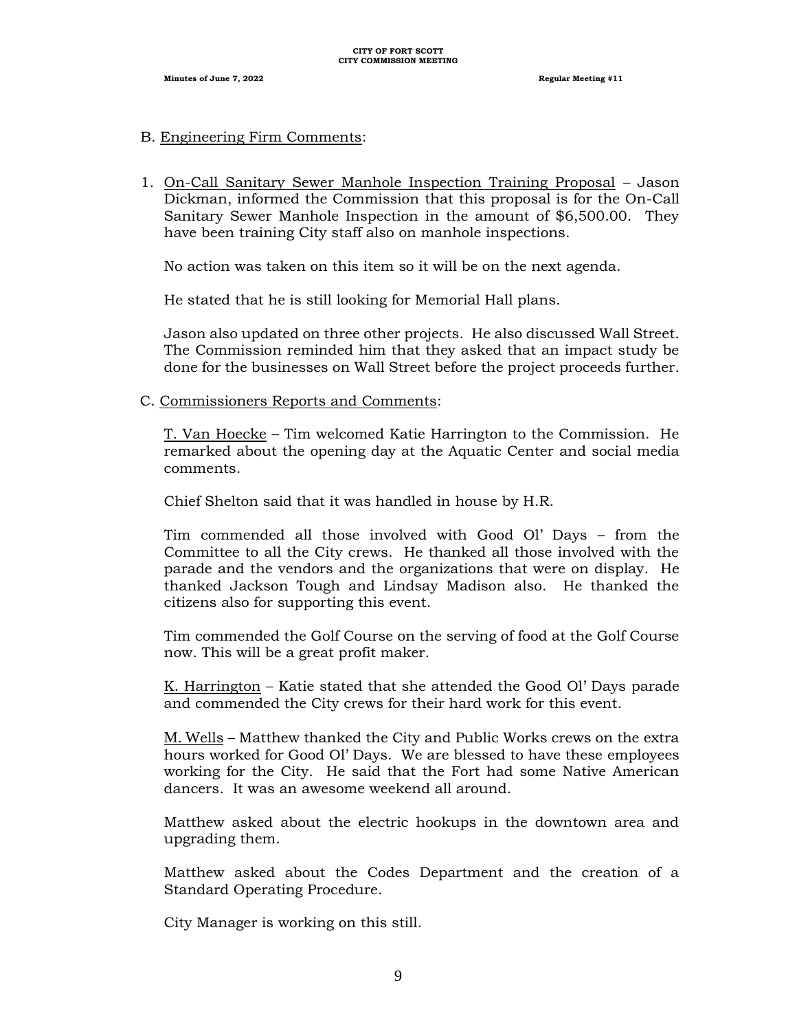B. Engineering Firm Comments:

1. On-Call Sanitary Sewer Manhole Inspection Training Proposal – Jason Dickman, informed the Commission that this proposal is for the On-Call Sanitary Sewer Manhole Inspection in the amount of $6,500.00. They have been training City staff also on manhole inspections.

   No action was taken on this item so it will be on the next agenda.

   He stated that he is still looking for Memorial Hall plans.

   Jason also updated on three other projects. He also discussed Wall Street. The Commission reminded him that they asked that an impact study be done for the businesses on Wall Street before the project proceeds further.

C. Commissioners Reports and Comments:

T. Van Hoecke – Tim welcomed Katie Harrington to the Commission. He remarked about the opening day at the Aquatic Center and social media comments.

Chief Shelton said that it was handled in house by H.R.

Tim commended all those involved with Good Ol' Days – from the Committee to all the City crews. He thanked all those involved with the parade and the vendors and the organizations that were on display. He thanked Jackson Tough and Lindsay Madison also. He thanked the citizens also for supporting this event.

Tim commended the Golf Course on the serving of food at the Golf Course now. This will be a great profit maker.

K. Harrington – Katie stated that she attended the Good Ol' Days parade and commended the City crews for their hard work for this event.

M. Wells – Matthew thanked the City and Public Works crews on the extra hours worked for Good Ol' Days. We are blessed to have these employees working for the City. He said that the Fort had some Native American dancers. It was an awesome weekend all around.

Matthew asked about the electric hookups in the downtown area and upgrading them.

Matthew asked about the Codes Department and the creation of a Standard Operating Procedure.

City Manager is working on this still.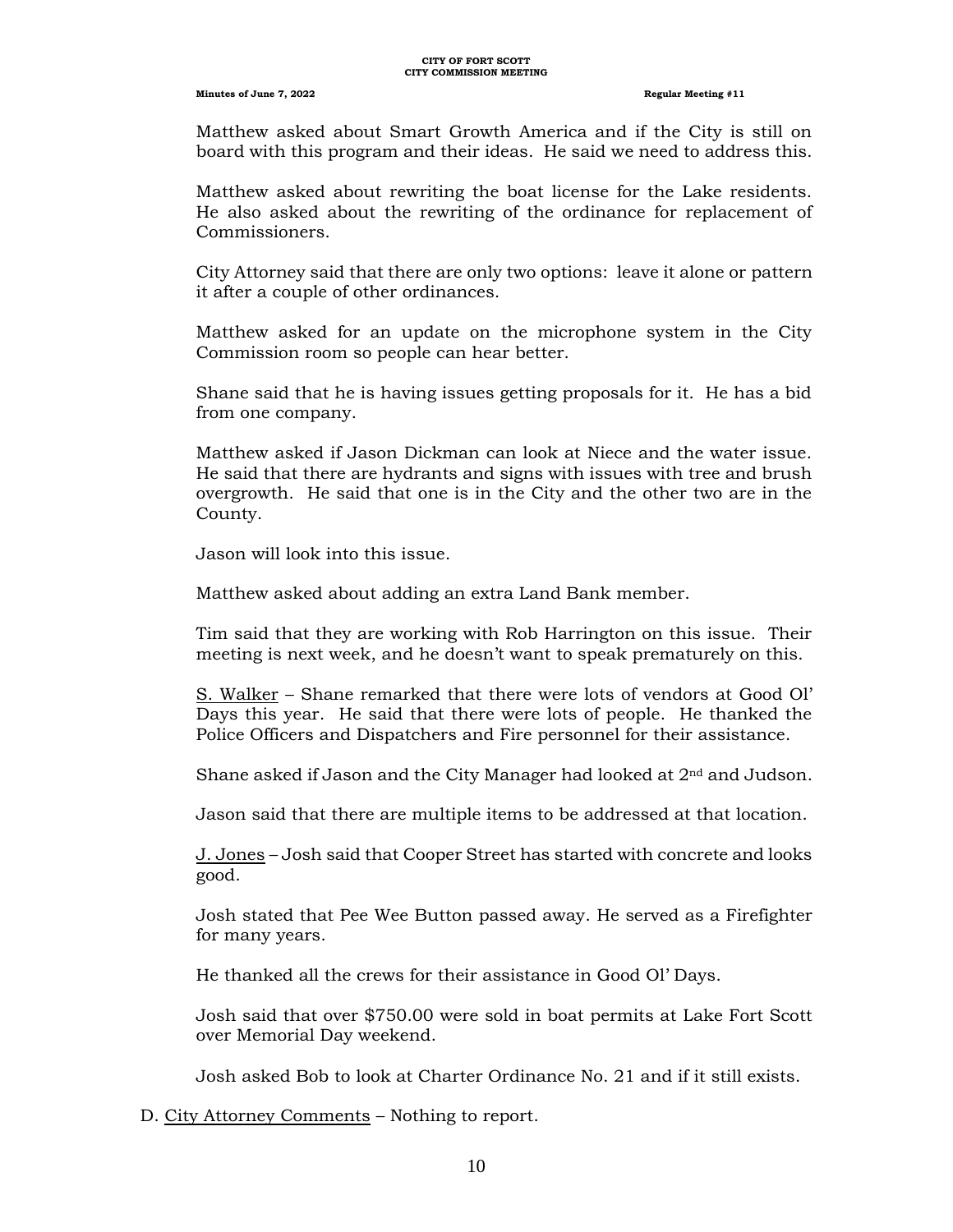Matthew asked about Smart Growth America and if the City is still on board with this program and their ideas. He said we need to address this.

Matthew asked about rewriting the boat license for the Lake residents. He also asked about the rewriting of the ordinance for replacement of Commissioners.

City Attorney said that there are only two options: leave it alone or pattern it after a couple of other ordinances.

Matthew asked for an update on the microphone system in the City Commission room so people can hear better.

Shane said that he is having issues getting proposals for it. He has a bid from one company.

Matthew asked if Jason Dickman can look at Niece and the water issue. He said that there are hydrants and signs with issues with tree and brush overgrowth. He said that one is in the City and the other two are in the County.

Jason will look into this issue.

Matthew asked about adding an extra Land Bank member.

Tim said that they are working with Rob Harrington on this issue. Their meeting is next week, and he doesn't want to speak prematurely on this.

S. Walker – Shane remarked that there were lots of vendors at Good Ol' Days this year. He said that there were lots of people. He thanked the Police Officers and Dispatchers and Fire personnel for their assistance.

Shane asked if Jason and the City Manager had looked at 2nd and Judson.

Jason said that there are multiple items to be addressed at that location.

J. Jones – Josh said that Cooper Street has started with concrete and looks good.

Josh stated that Pee Wee Button passed away. He served as a Firefighter for many years.

He thanked all the crews for their assistance in Good Ol' Days.

Josh said that over $750.00 were sold in boat permits at Lake Fort Scott over Memorial Day weekend.

Josh asked Bob to look at Charter Ordinance No. 21 and if it still exists.

D. City Attorney Comments – Nothing to report.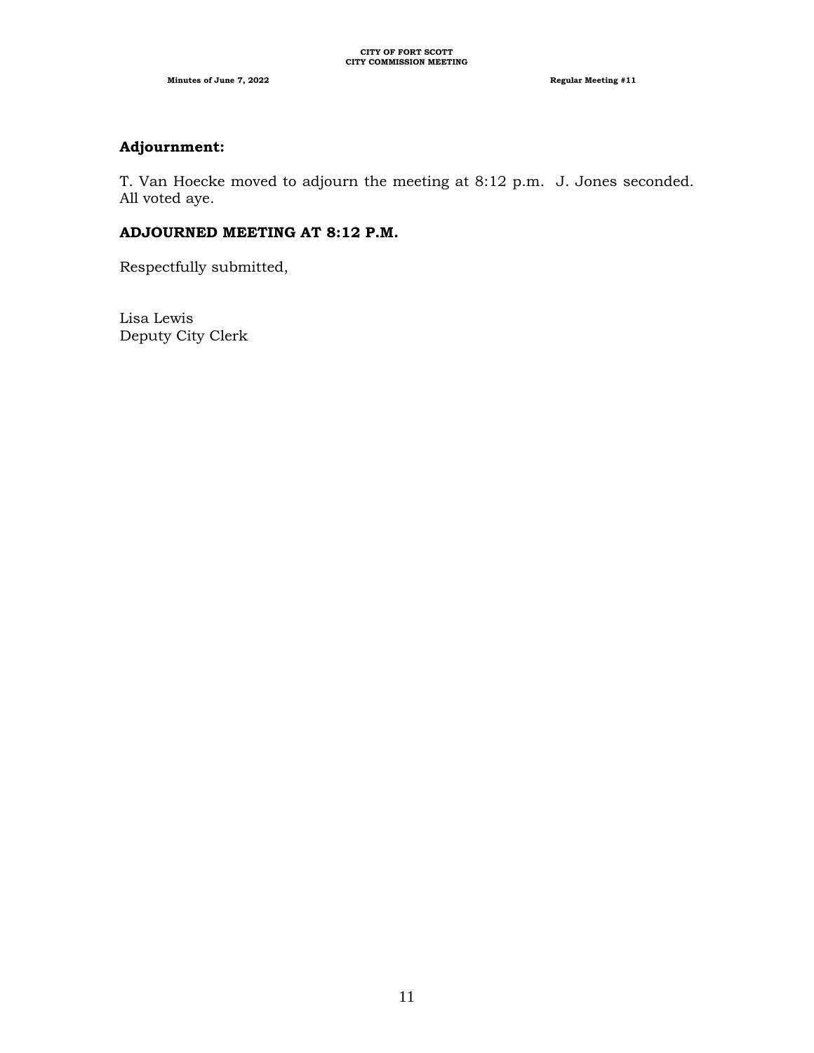### Adjournment:

T. Van Hoecke moved to adjourn the meeting at 8:12 p.m. J. Jones seconded. All voted aye.

**ADJOURNED MEETING AT 8:12 P.M.**

Respectfully submitted,

Lisa Lewis
Deputy City Clerk